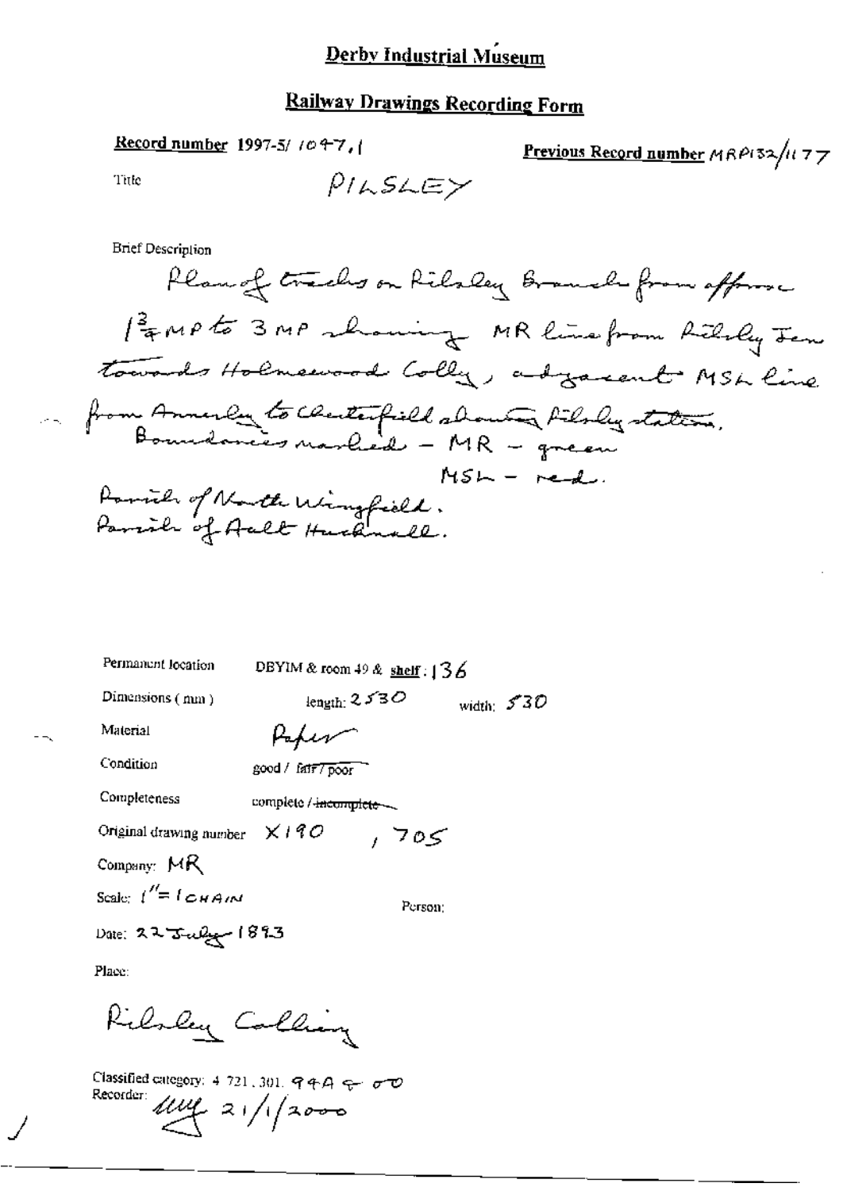# Derby Industrial Museum

## Railway Drawings Recording Form

**Record number** 1997-5/ 1047.1

**Previous Record number** MRP132/1177

Title PILSLEY

Brief Description

Plan of tracks on Pilsley Branch from approx $1\frac{3}{4}$ MP to 3 MP showing MR line from Pilsley Jcn towards Holmewood Colly, adjacent MSL line from Annesley to Chesterfield showing Pilsley station. Boundaries marked - MR - green
MSL - red.
Parish of North Wingfield.
Parish of Ault Hucknall.

Permanent location DBYIM & room 49 & **shelf**: 136

Dimensions (mm) length: 2530 width: 530

Material Paper

Condition good / ~~fair / poor~~

Completeness complete / ~~incomplete~~

Original drawing number X190, 705

Company: MR

Scale: 1" = 1 CHAIN

Person:

Date: 22 July 1893

Place:

Pilsley Colliery

Classified category: 4.721.301.94A 4 00

Recorder: MW 21/1/2000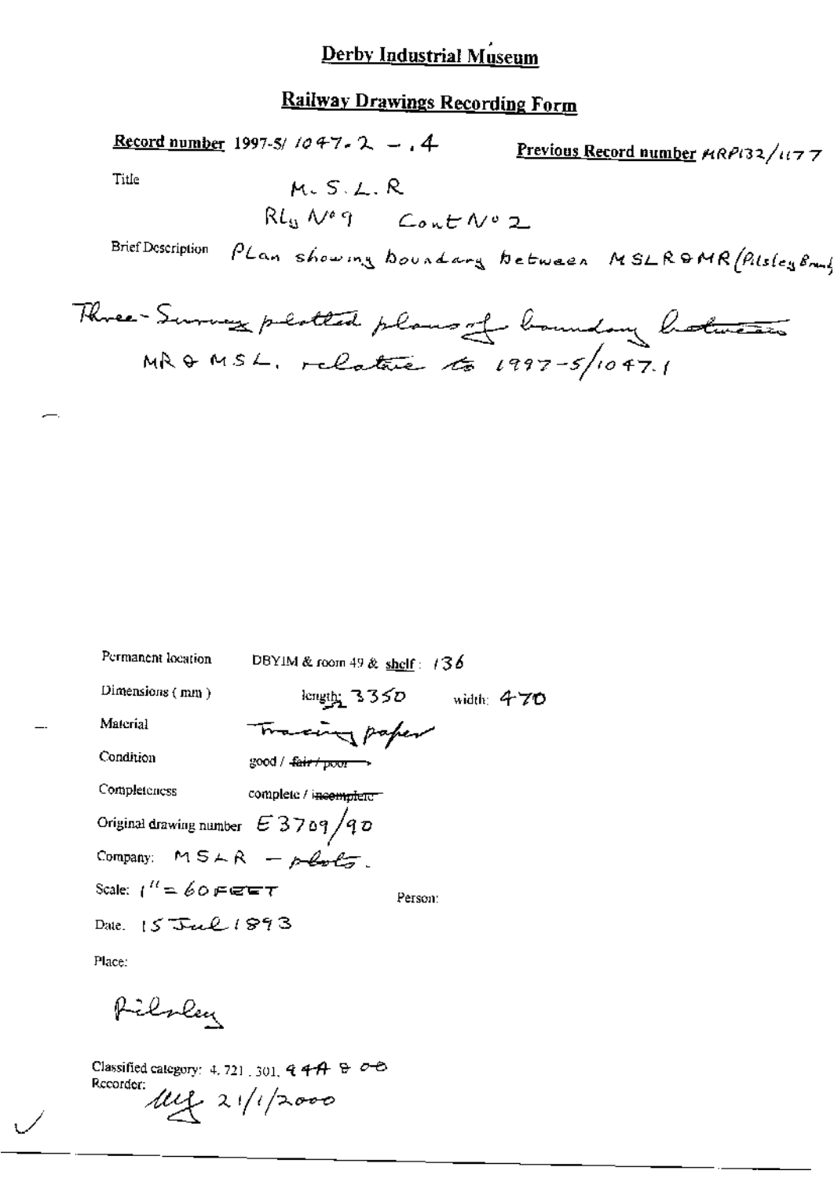# Derby Industrial Museum

## Railway Drawings Recording Form

**Record number** 1997-5/ 1047.2 – .4

**Previous Record number** MRP132/1177

Title

M.S.L.R
RLy No 9 Cont No 2

Brief Description Plan showing boundary between MSLR & MR (Pilsley Branch)

Three - Survey plotted plans of boundary between MR & MSL, relative to 1997-5/1047.1

Permanent location DBYIM & room 49 & shelf: 136

Dimensions (mm) length: 3350 width: 470

Material Tracing paper

Condition good / ~~fair / poor~~

Completeness complete / ~~incomplete~~

Original drawing number E3709/90

Company: MSLR – plots.

Scale: 1" = 60 FEET

Person:

Date: 15 Jul 1893

Place:

Pilsley

Classified category: 4, 721, 301, 94A & 00

Recorder: MY 21/1/2000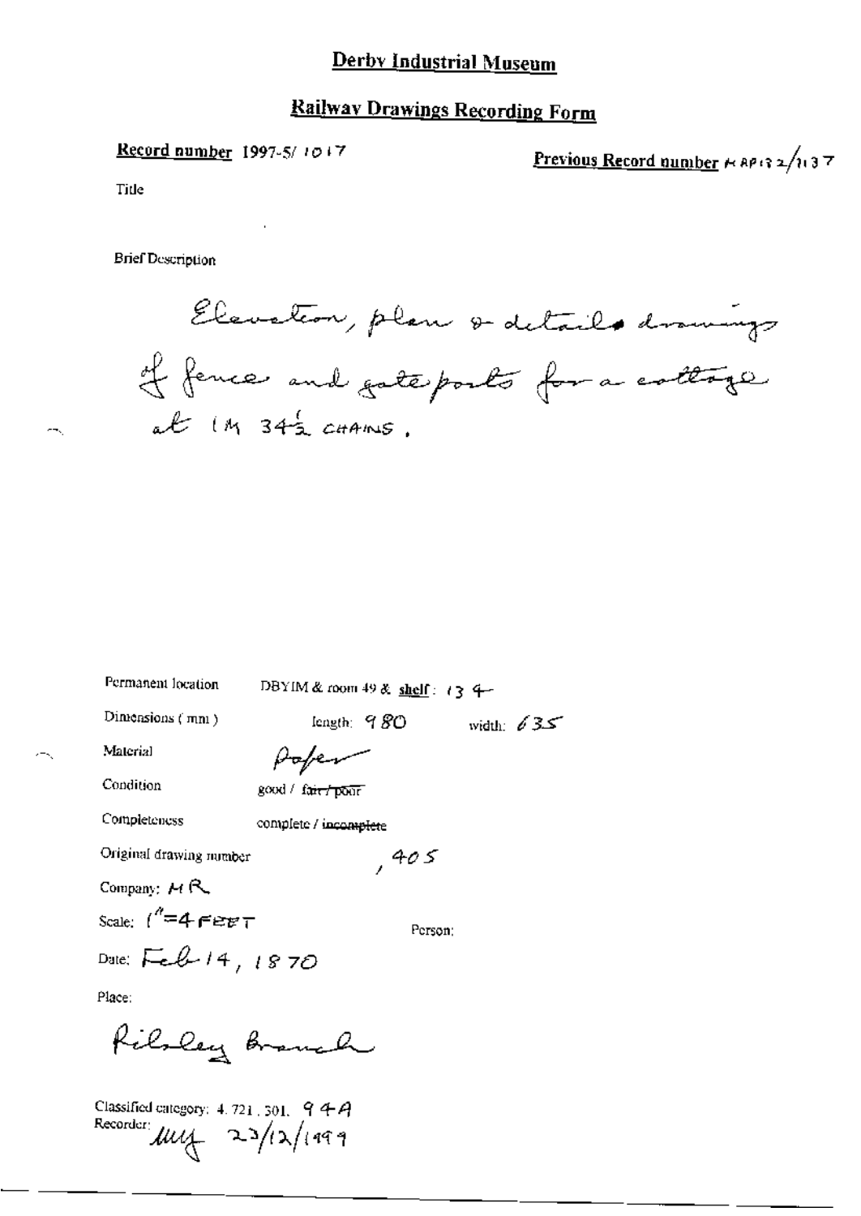# Derby Industrial Museum

## Railway Drawings Recording Form

**Record number** 1997-5/ 1017

**Previous Record number** MRP132/1137

Title

Brief Description

Elevation, plan & details drawings of fence and gate posts for a cottage at 1M 34½ CHAINS.

Permanent location DBYIM & room 49 & **shelf**: 134

Dimensions (mm) length: 980 width: 635

Material Paper

Condition good / ~~fair / poor~~

Completeness complete / ~~incomplete~~

Original drawing number , 405

Company: MR

Scale: 1" = 4 FEET

Person:

Date: Feb 14, 1870

Place:

Ripley Branch

Classified category: 4. 721. 301. 94A

Recorder: MLY 23/12/1999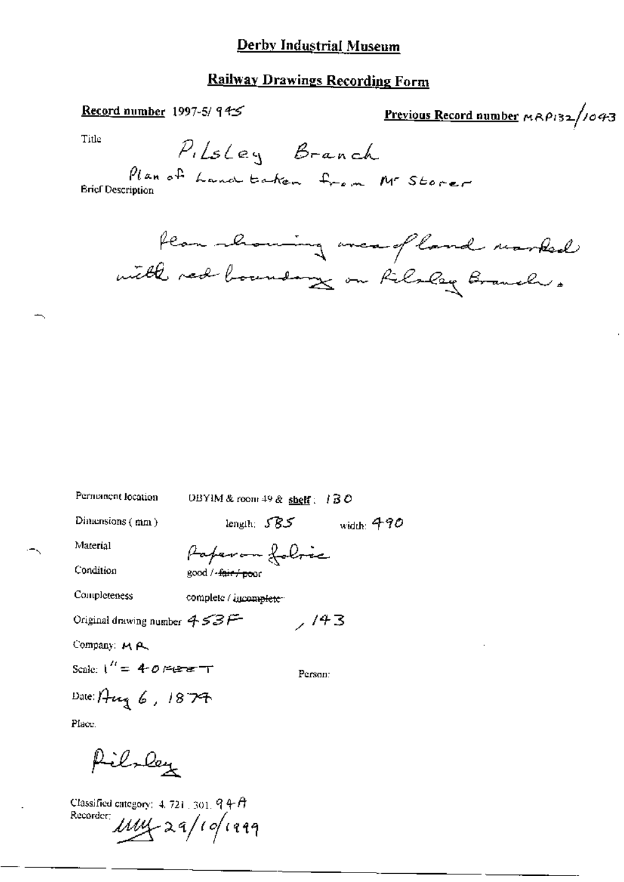# Derby Industrial Museum

## Railway Drawings Recording Form

**Record number** 1997-5/ 945

**Previous Record number** MRP132/1043

Title

Pilsley Branch

Brief Description

Plan of Land taken from Mr Storer

Plan showing area of land marked with red boundary on Pilsley Branch.

Permanent location: DBYIM & room 49 & shelf: 130

Dimensions (mm): length: 585 width: 490

Material: Paper on fabric

Condition: good / ~~fair / poor~~

Completeness: complete / ~~incomplete~~

Original drawing number 453F, /143

Company: MR

Scale: 1" = 40 FEET

Person:

Date: Aug 6, 1874

Place:

Pilsley

Classified category: 4. 721. 301. 94A

Recorder: MM 29/10/1999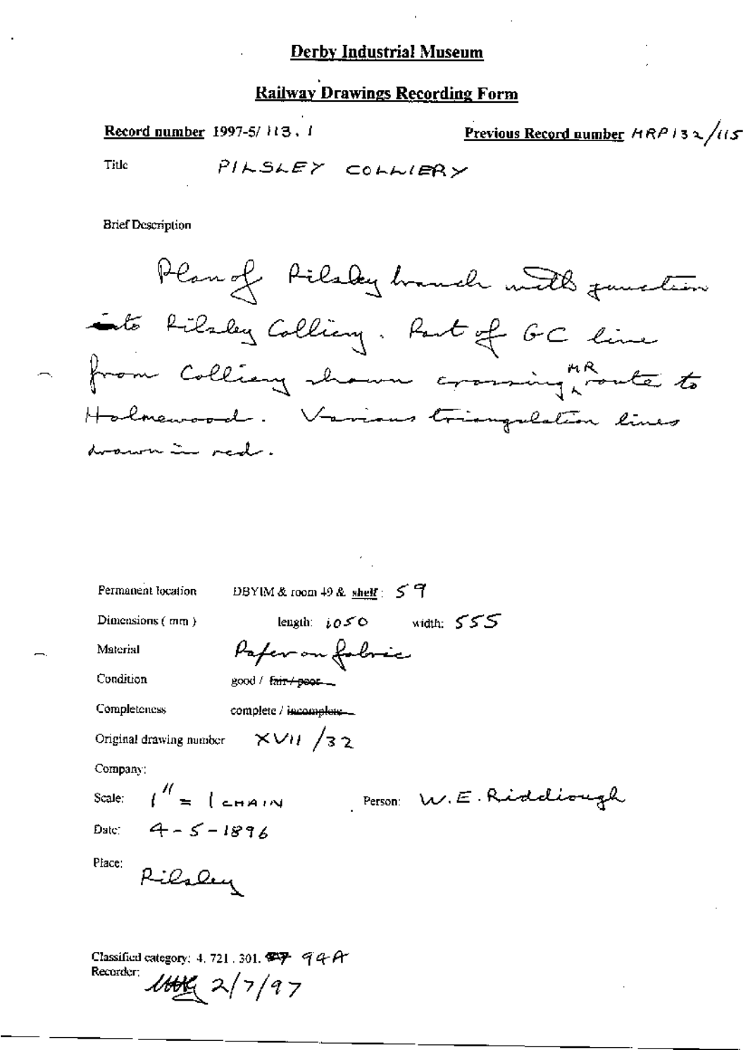# Derby Industrial Museum

## Railway Drawings Recording Form

**Record number** 1997-5/ 113 . 1

**Previous Record number** HRP132/115

Title PILSLEY COLLIERY

Brief Description

Plan of Pilsley branch with junction into Pilsley Colliery. Part of GC line from Colliery shown crossing MR route to Holmewood. Various triangulation lines drawn in red.

Permanent location DBYIM & room 49 & **shelf**: 59

Dimensions (mm) length: 1050 width: 555

Material Paper on fabric

Condition good / ~~fair / poor~~

Completeness complete / ~~incomplete~~

Original drawing number XVII /32

Company:

Scale: 1" = 1 CHAIN Person: W.E. Riddiough

Date: 4-5-1896

Place: Pilsley

Classified category: 4. 721. 301. ~~97~~ 94A

Recorder: MHK 2/7/97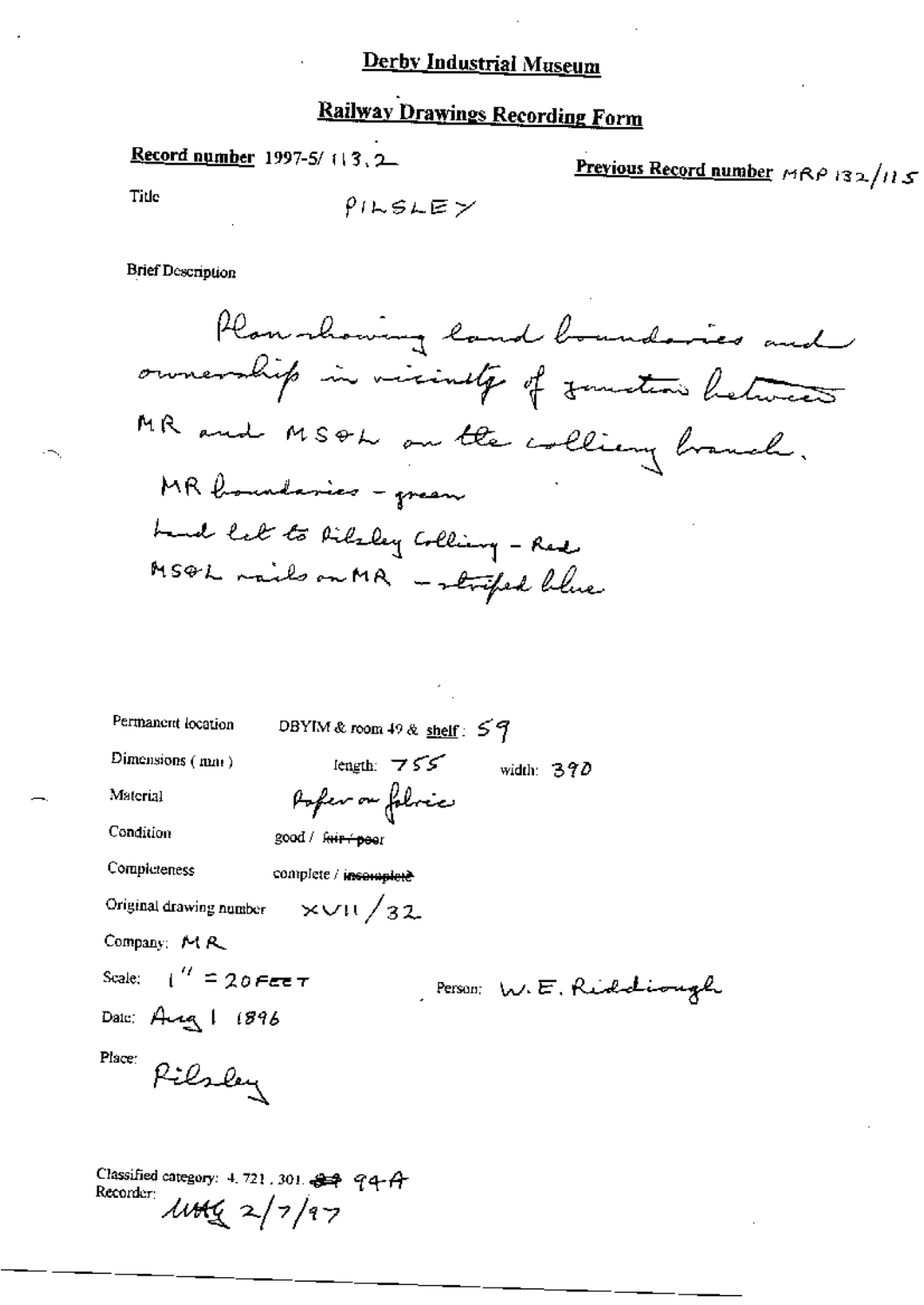# Derby Industrial Museum

## Railway Drawings Recording Form

**Record number** 1997-5/ 113.2

**Previous Record number** MRP 132/115

Title PILSLEY

Brief Description

Plan showing land boundaries and ownership in vicinity of junction between MR and MS&L on the colliery branch.
MR boundaries - green
Land let to Pilsley Colliery - Red
MS&L rails on MR - striped blue

Permanent location DBYIM & room 49 & shelf: 59

Dimensions (mm) length: 755 width: 390

Material Paper on fabric

Condition good / ~~fair / poor~~

Completeness complete / ~~incomplete~~

Original drawing number XVII/32

Company: MR

Scale: 1" = 20 FEET

Person: W.E. Riddiough

Date: Aug 1 1896

Place: Pilsley

Classified category: 4.721.301. ~~89~~ 94A

Recorder: MHG 2/7/97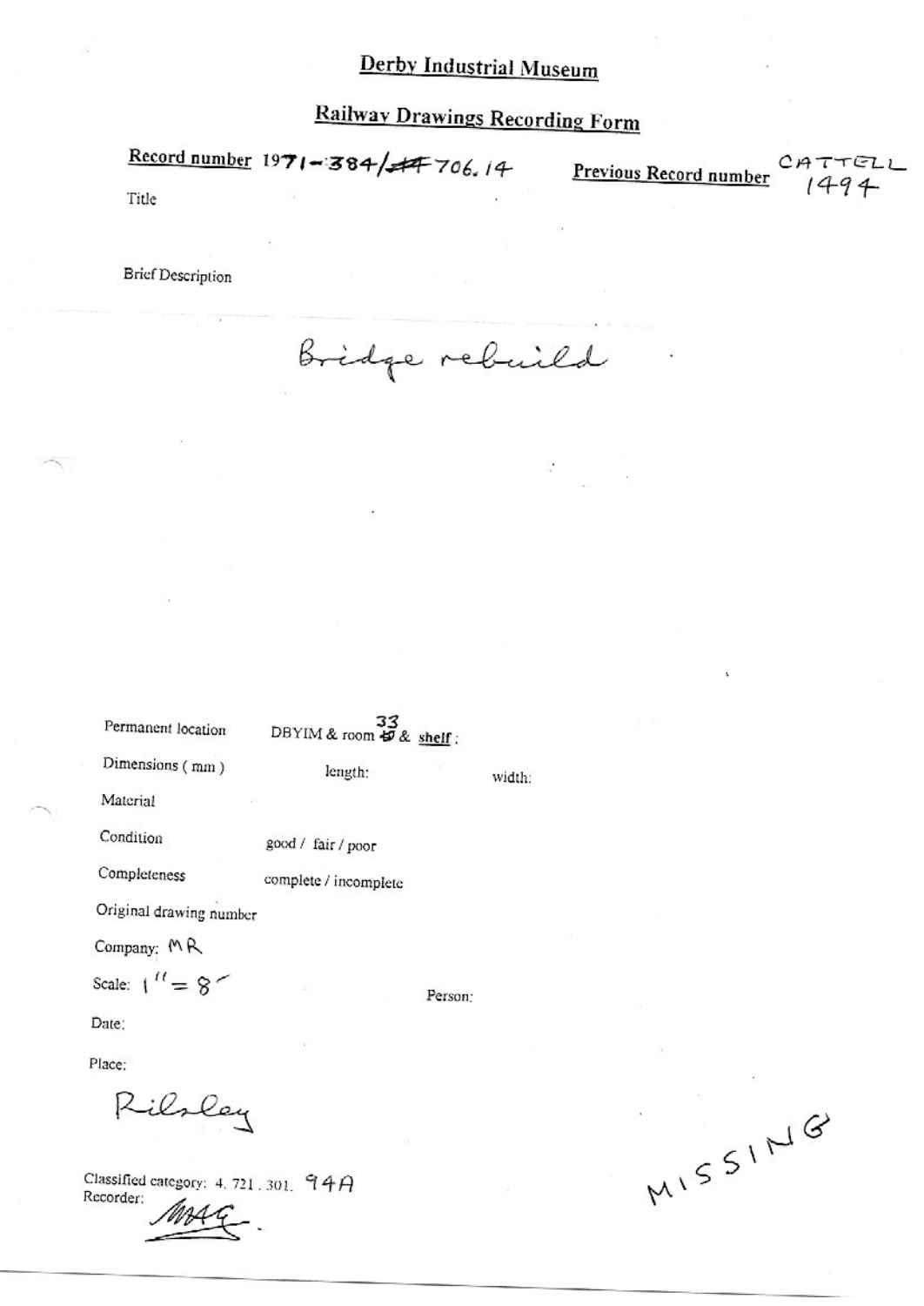# Derby Industrial Museum

## Railway Drawings Recording Form

**Record number** 1971-384/~~44~~706.14 **Previous Record number** CATTELL 1494

Title

Brief Description

Bridge rebuild

Permanent location DBYIM & room ~~40~~ 33 & **shelf** :

Dimensions (mm) length: width:

Material

Condition good / fair / poor

Completeness complete / incomplete

Original drawing number

Company: MR

Scale: 1" = 8'

Person:

Date:

Place:

Rilsley

Classified category: 4. 721. 301. 94A

Recorder: MAG

MISSING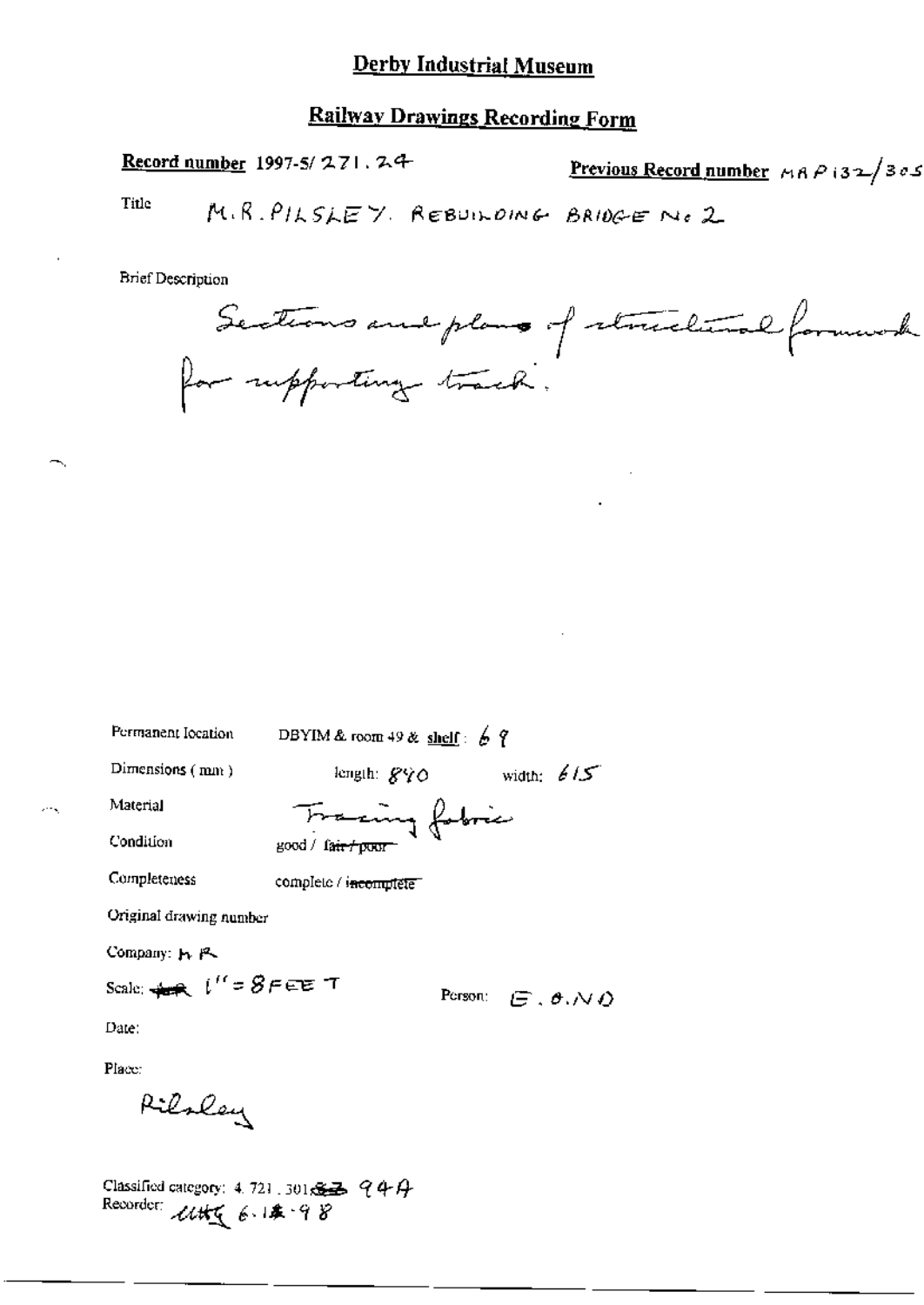# Derby Industrial Museum

## Railway Drawings Recording Form

**Record number** 1997-5/271.24

**Previous Record number** MRP132/305

Title M.R. PILSLEY. REBUILDING BRIDGE No 2

Brief Description

Sections and plans of structural formwork for supporting track.

Permanent location DBYIM & room 49 & **shelf**: 69

Dimensions (mm) length: 840 width: 615

Material Tracing fabric

Condition good / ~~fair / poor~~

Completeness complete / ~~incomplete~~

Original drawing number

Company: MR

Scale: 1" = 8 FEET

Person: E.O.NO

Date:

Place:

Pilsley

Classified category: 4.721.301.~~83~~ 94A

Recorder: MKG 6.1.98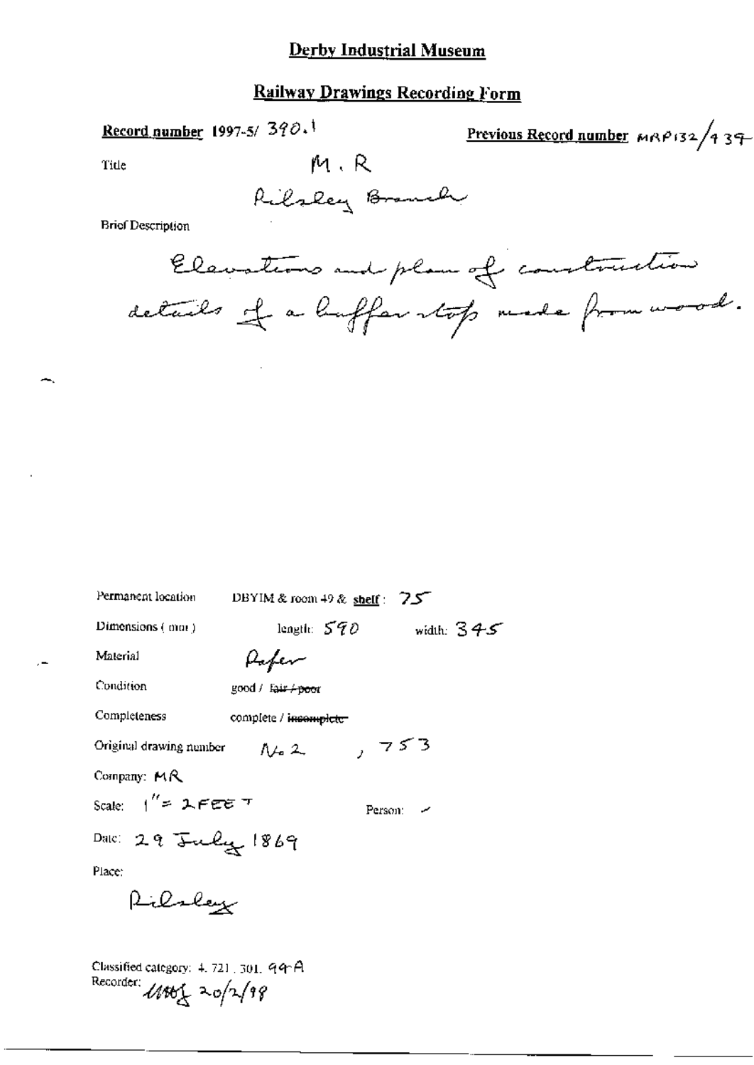# Derby Industrial Museum

## Railway Drawings Recording Form

**Record number** 1997-5/ 390.1

**Previous Record number** MRP132/439

Title

M.R

Rilsley Branch

Brief Description

Elevations and plan of construction details of a buffer stop made from wood.

Permanent location DBYIM & room 49 & shelf: 75

Dimensions (mm) length: 590 width: 345

Material Paper

Condition good / ~~fair / poor~~

Completeness complete / ~~incomplete~~

Original drawing number No 2 , 753

Company: MR

Scale: 1" = 2 FEET

Person: -

Date: 29 July 1869

Place:

Rilsley

Classified category: 4. 721. 301. 99A

Recorder: MHB 20/2/98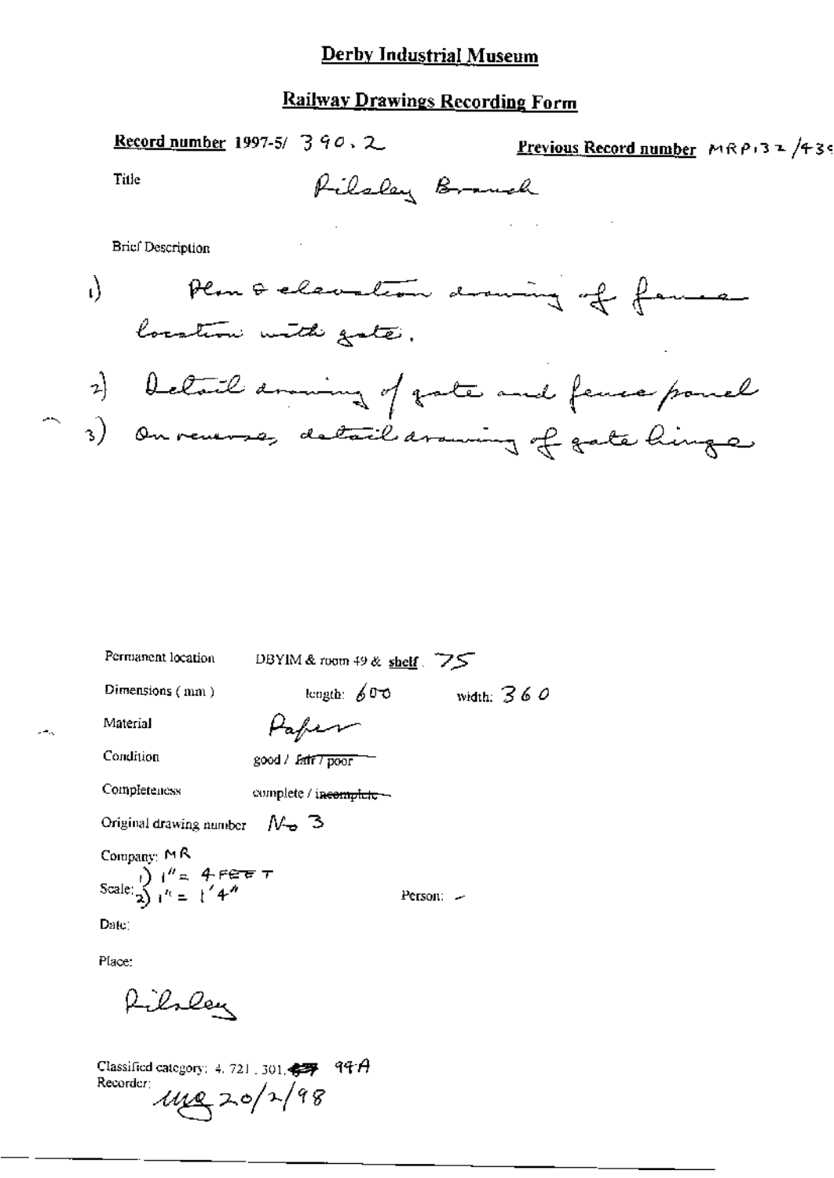# Derby Industrial Museum

## Railway Drawings Recording Form

**Record number** 1997-5/ 390.2 **Previous Record number** MRP132/439

Title Pilsley Branch

Brief Description

1) Plan & elevation drawing of fence location with gate.

2) Detail drawing of gate and fence panel

3) On reverse, detail drawing of gate hinge

Permanent location DBYIM & room 49 & **shelf**. 75

Dimensions (mm) length: 600 width: 360

Material Paper

Condition good / ~~fair / poor~~

Completeness complete / ~~incomplete~~

Original drawing number No 3

Company: MR

Scale: 1) 1" = 4 FEET
2) 1" = 1'4"

Person: -

Date:

Place:

Pilsley

Classified category: 4.721.301.~~439~~ 99A

Recorder: MG 20/2/98